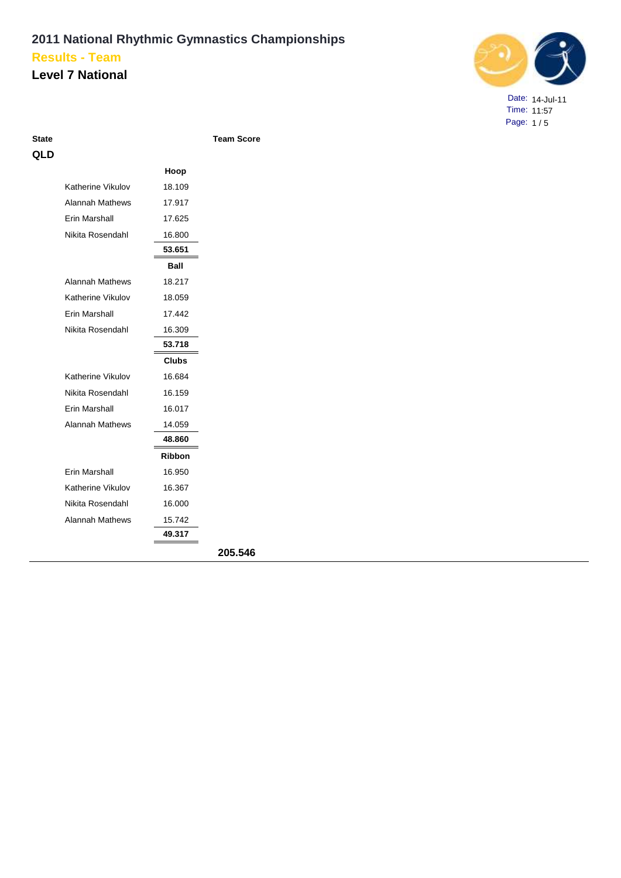# 2011 National Rhythmic Gymnastics Championships

## Results - Team

## Level 7 National

Date: 14-Jul-11
Time: 11:57

| State | | | Team Score |
|---|---|---|---|
| **QLD** | | | |
| | | **Hoop** | |
| | Katherine Vikulov | 18.109 | |
| | Alannah Mathews | 17.917 | |
| | Erin Marshall | 17.625 | |
| | Nikita Rosendahl | 16.800 | |
| | | **53.651** | |
| | | **Ball** | |
| | Alannah Mathews | 18.217 | |
| | Katherine Vikulov | 18.059 | |
| | Erin Marshall | 17.442 | |
| | Nikita Rosendahl | 16.309 | |
| | | **53.718** | |
| | | **Clubs** | |
| | Katherine Vikulov | 16.684 | |
| | Nikita Rosendahl | 16.159 | |
| | Erin Marshall | 16.017 | |
| | Alannah Mathews | 14.059 | |
| | | **48.860** | |
| | | **Ribbon** | |
| | Erin Marshall | 16.950 | |
| | Katherine Vikulov | 16.367 | |
| | Nikita Rosendahl | 16.000 | |
| | Alannah Mathews | 15.742 | |
| | | **49.317** | |
| | | | **205.546** |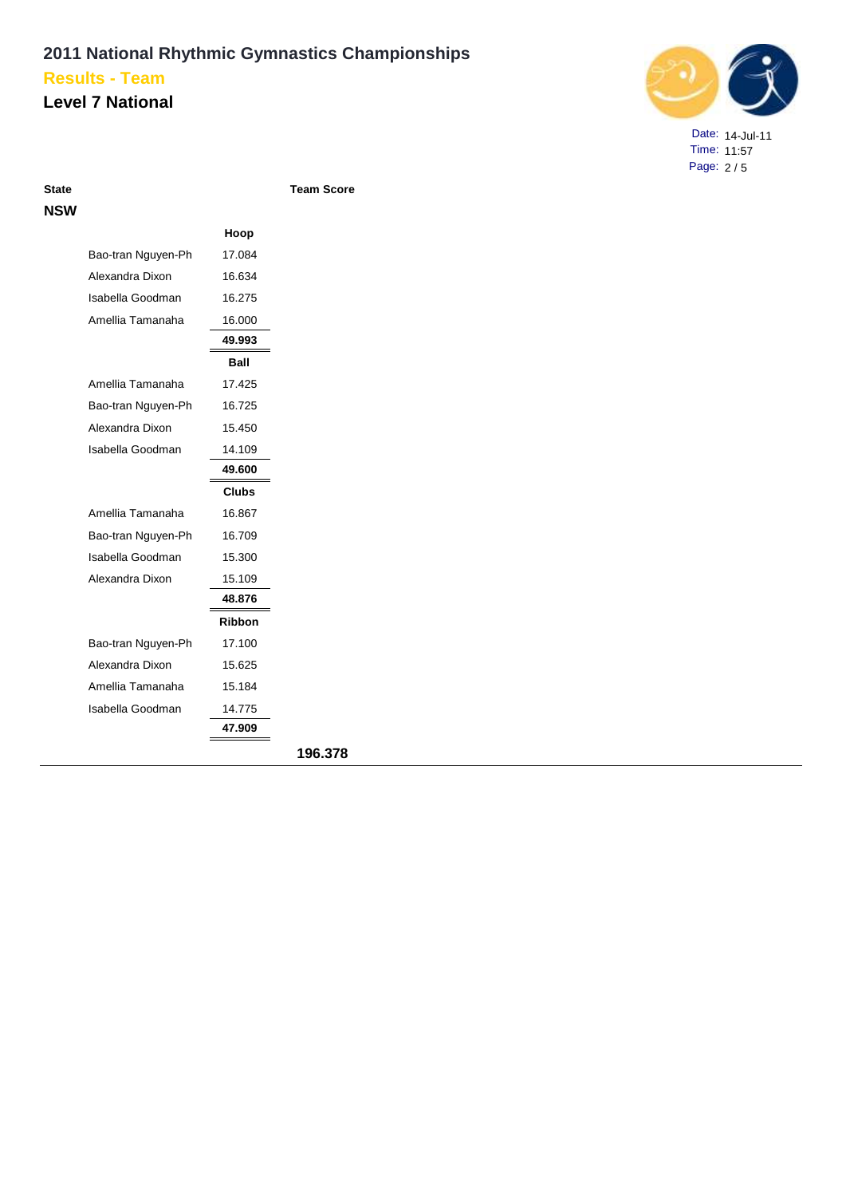# 2011 National Rhythmic Gymnastics Championships

## Results - Team

## Level 7 National

Date: 14-Jul-11
Time: 11:57

| State | | | Team Score |
|---|---|---|---|
| **NSW** | | | |
| | | **Hoop** | |
| | Bao-tran Nguyen-Ph | 17.084 | |
| | Alexandra Dixon | 16.634 | |
| | Isabella Goodman | 16.275 | |
| | Amellia Tamanaha | 16.000 | |
| | | **49.993** | |
| | | **Ball** | |
| | Amellia Tamanaha | 17.425 | |
| | Bao-tran Nguyen-Ph | 16.725 | |
| | Alexandra Dixon | 15.450 | |
| | Isabella Goodman | 14.109 | |
| | | **49.600** | |
| | | **Clubs** | |
| | Amellia Tamanaha | 16.867 | |
| | Bao-tran Nguyen-Ph | 16.709 | |
| | Isabella Goodman | 15.300 | |
| | Alexandra Dixon | 15.109 | |
| | | **48.876** | |
| | | **Ribbon** | |
| | Bao-tran Nguyen-Ph | 17.100 | |
| | Alexandra Dixon | 15.625 | |
| | Amellia Tamanaha | 15.184 | |
| | Isabella Goodman | 14.775 | |
| | | **47.909** | |
| | | | **196.378** |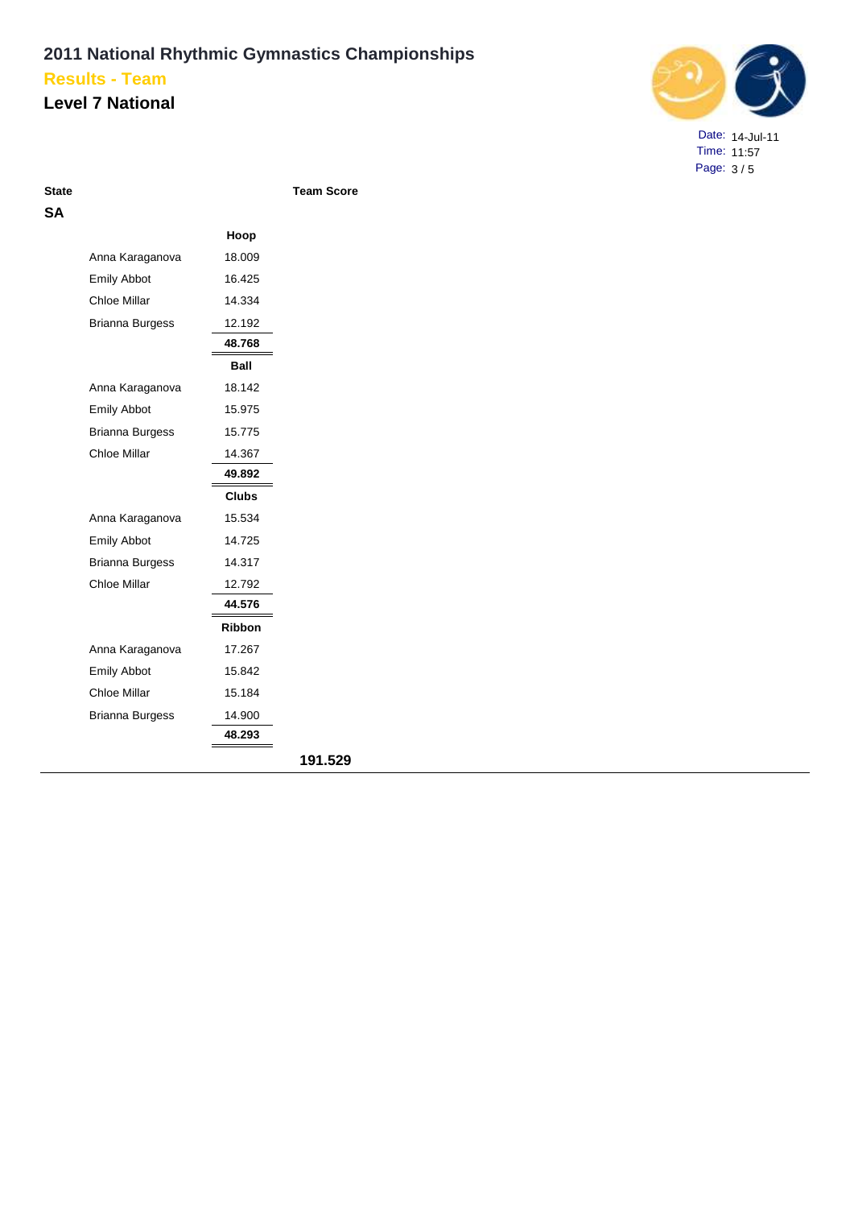# 2011 National Rhythmic Gymnastics Championships

## Results - Team

## Level 7 National

Date: 14-Jul-11
Time: 11:57

| State | | | Team Score |
|---|---|---|---|
| **SA** | | | |
| | | **Hoop** | |
| | Anna Karaganova | 18.009 | |
| | Emily Abbot | 16.425 | |
| | Chloe Millar | 14.334 | |
| | Brianna Burgess | 12.192 | |
| | | **48.768** | |
| | | **Ball** | |
| | Anna Karaganova | 18.142 | |
| | Emily Abbot | 15.975 | |
| | Brianna Burgess | 15.775 | |
| | Chloe Millar | 14.367 | |
| | | **49.892** | |
| | | **Clubs** | |
| | Anna Karaganova | 15.534 | |
| | Emily Abbot | 14.725 | |
| | Brianna Burgess | 14.317 | |
| | Chloe Millar | 12.792 | |
| | | **44.576** | |
| | | **Ribbon** | |
| | Anna Karaganova | 17.267 | |
| | Emily Abbot | 15.842 | |
| | Chloe Millar | 15.184 | |
| | Brianna Burgess | 14.900 | |
| | | **48.293** | |
| | | | **191.529** |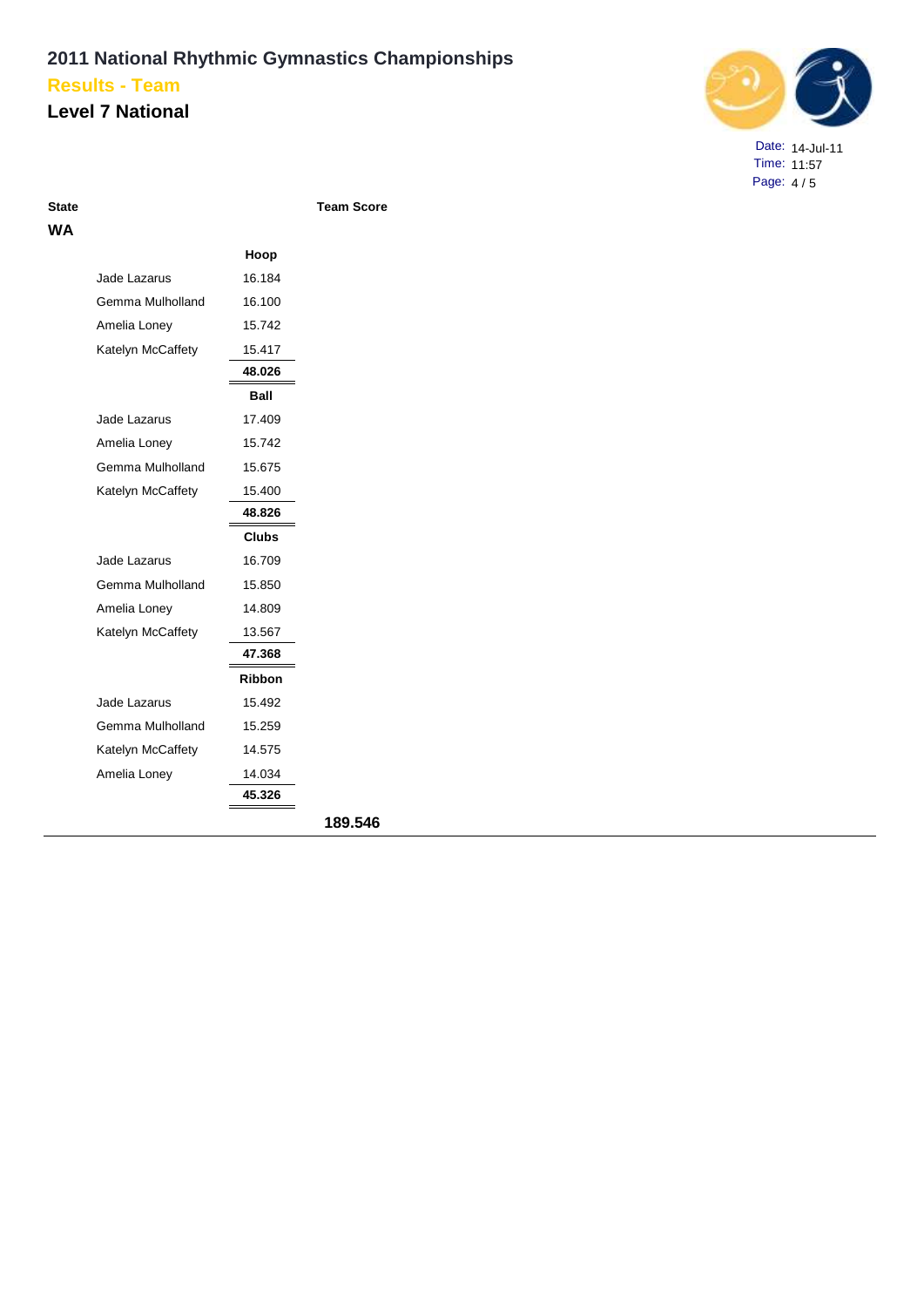# 2011 National Rhythmic Gymnastics Championships

## Results - Team

## Level 7 National

Date: 14-Jul-11
Time: 11:57

| State | | | Team Score |
|---|---|---|---|
| **WA** | | | |
| | | **Hoop** | |
| | Jade Lazarus | 16.184 | |
| | Gemma Mulholland | 16.100 | |
| | Amelia Loney | 15.742 | |
| | Katelyn McCaffety | 15.417 | |
| | | **48.026** | |
| | | **Ball** | |
| | Jade Lazarus | 17.409 | |
| | Amelia Loney | 15.742 | |
| | Gemma Mulholland | 15.675 | |
| | Katelyn McCaffety | 15.400 | |
| | | **48.826** | |
| | | **Clubs** | |
| | Jade Lazarus | 16.709 | |
| | Gemma Mulholland | 15.850 | |
| | Amelia Loney | 14.809 | |
| | Katelyn McCaffety | 13.567 | |
| | | **47.368** | |
| | | **Ribbon** | |
| | Jade Lazarus | 15.492 | |
| | Gemma Mulholland | 15.259 | |
| | Katelyn McCaffety | 14.575 | |
| | Amelia Loney | 14.034 | |
| | | **45.326** | |
| | | | **189.546** |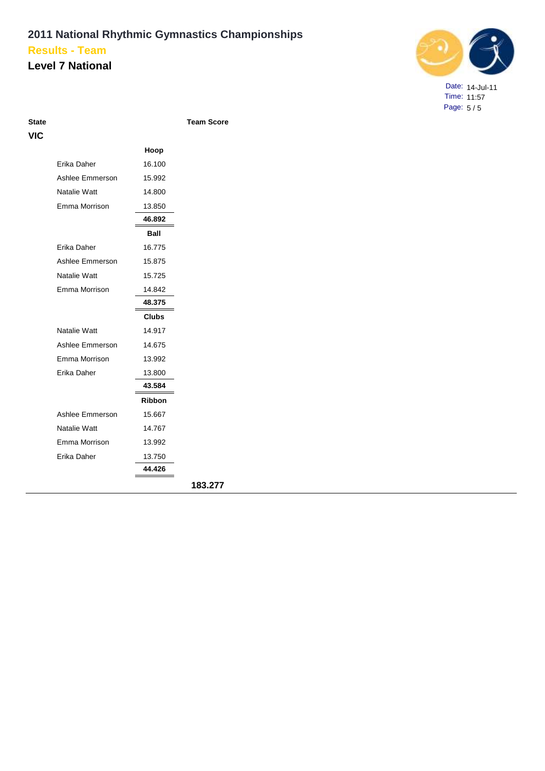# 2011 National Rhythmic Gymnastics Championships

## Results - Team

## Level 7 National

Date: 14-Jul-11
Time: 11:57

| State | | | Team Score |
|---|---|---|---|
| **VIC** | | | |
| | | **Hoop** | |
| | Erika Daher | 16.100 | |
| | Ashlee Emmerson | 15.992 | |
| | Natalie Watt | 14.800 | |
| | Emma Morrison | 13.850 | |
| | | **46.892** | |
| | | **Ball** | |
| | Erika Daher | 16.775 | |
| | Ashlee Emmerson | 15.875 | |
| | Natalie Watt | 15.725 | |
| | Emma Morrison | 14.842 | |
| | | **48.375** | |
| | | **Clubs** | |
| | Natalie Watt | 14.917 | |
| | Ashlee Emmerson | 14.675 | |
| | Emma Morrison | 13.992 | |
| | Erika Daher | 13.800 | |
| | | **43.584** | |
| | | **Ribbon** | |
| | Ashlee Emmerson | 15.667 | |
| | Natalie Watt | 14.767 | |
| | Emma Morrison | 13.992 | |
| | Erika Daher | 13.750 | |
| | | **44.426** | |
| | | | **183.277** |